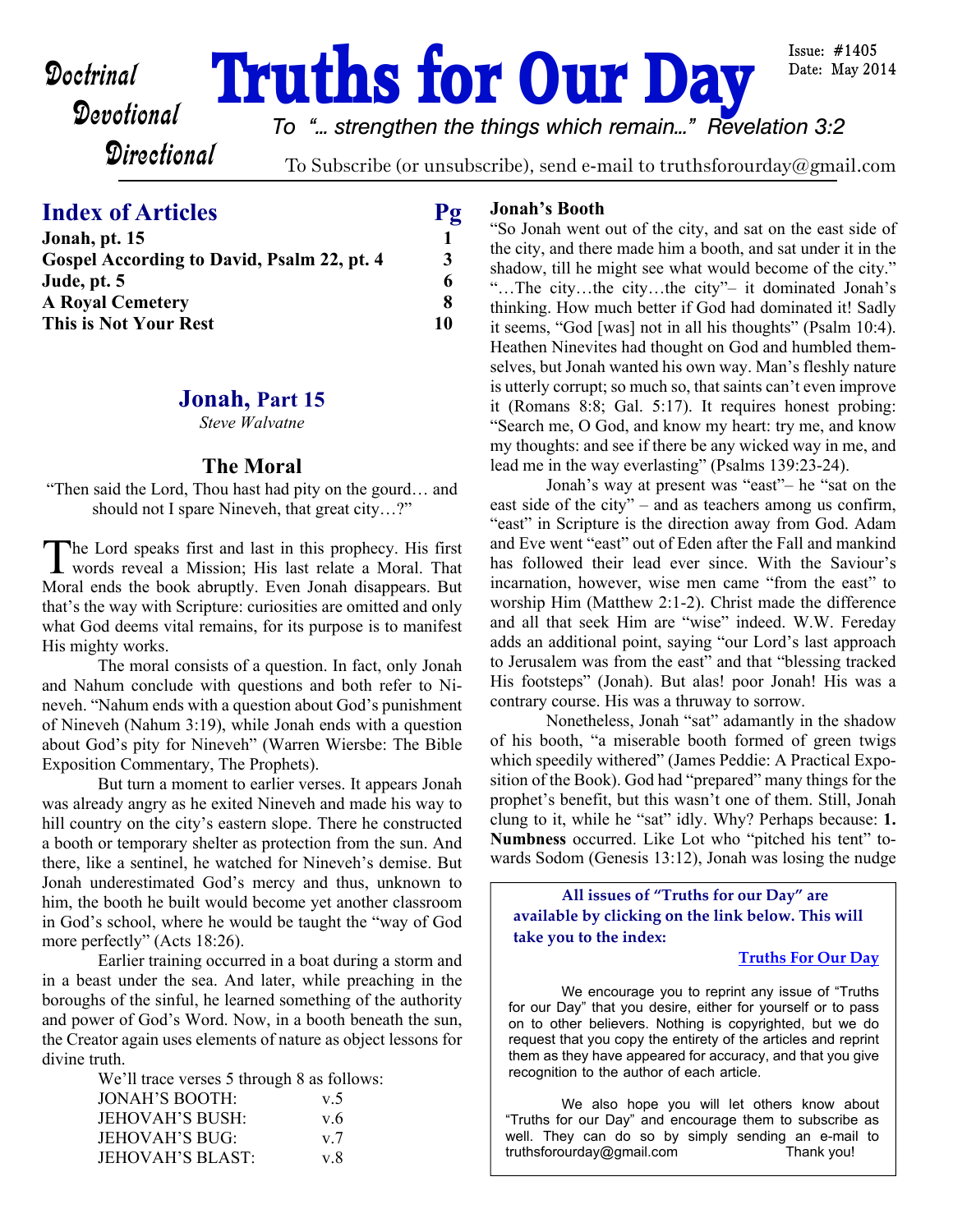# Truths for Our Day

Doctrinal
Devotional
Directional

Issue: #1405
Date: May 2014

*To "... strengthen the things which remain..." Revelation 3:2*

To Subscribe (or unsubscribe), send e-mail to truthsforourday@gmail.com

## Index of Articles

| Article | Pg |
|---|---|
| Jonah, pt. 15 | 1 |
| Gospel According to David, Psalm 22, pt. 4 | 3 |
| Jude, pt. 5 | 6 |
| A Royal Cemetery | 8 |
| This is Not Your Rest | 10 |

## Jonah, Part 15

*Steve Walvatne*

### The Moral

"Then said the Lord, Thou hast had pity on the gourd… and should not I spare Nineveh, that great city…?"

The Lord speaks first and last in this prophecy. His first words reveal a Mission; His last relate a Moral. That Moral ends the book abruptly. Even Jonah disappears. But that's the way with Scripture: curiosities are omitted and only what God deems vital remains, for its purpose is to manifest His mighty works.

The moral consists of a question. In fact, only Jonah and Nahum conclude with questions and both refer to Nineveh. "Nahum ends with a question about God's punishment of Nineveh (Nahum 3:19), while Jonah ends with a question about God's pity for Nineveh" (Warren Wiersbe: The Bible Exposition Commentary, The Prophets).

But turn a moment to earlier verses. It appears Jonah was already angry as he exited Nineveh and made his way to hill country on the city's eastern slope. There he constructed a booth or temporary shelter as protection from the sun. And there, like a sentinel, he watched for Nineveh's demise. But Jonah underestimated God's mercy and thus, unknown to him, the booth he built would become yet another classroom in God's school, where he would be taught the "way of God more perfectly" (Acts 18:26).

Earlier training occurred in a boat during a storm and in a beast under the sea. And later, while preaching in the boroughs of the sinful, he learned something of the authority and power of God's Word. Now, in a booth beneath the sun, the Creator again uses elements of nature as object lessons for divine truth.

We'll trace verses 5 through 8 as follows:

| | |
|---|---|
| JONAH'S BOOTH: | v.5 |
| JEHOVAH'S BUSH: | v.6 |
| JEHOVAH'S BUG: | v.7 |
| JEHOVAH'S BLAST: | v.8 |

**Jonah's Booth**

"So Jonah went out of the city, and sat on the east side of the city, and there made him a booth, and sat under it in the shadow, till he might see what would become of the city." "…The city…the city…the city"– it dominated Jonah's thinking. How much better if God had dominated it! Sadly it seems, "God [was] not in all his thoughts" (Psalm 10:4). Heathen Ninevites had thought on God and humbled themselves, but Jonah wanted his own way. Man's fleshly nature is utterly corrupt; so much so, that saints can't even improve it (Romans 8:8; Gal. 5:17). It requires honest probing: "Search me, O God, and know my heart: try me, and know my thoughts: and see if there be any wicked way in me, and lead me in the way everlasting" (Psalms 139:23-24).

Jonah's way at present was "east"– he "sat on the east side of the city" – and as teachers among us confirm, "east" in Scripture is the direction away from God. Adam and Eve went "east" out of Eden after the Fall and mankind has followed their lead ever since. With the Saviour's incarnation, however, wise men came "from the east" to worship Him (Matthew 2:1-2). Christ made the difference and all that seek Him are "wise" indeed. W.W. Fereday adds an additional point, saying "our Lord's last approach to Jerusalem was from the east" and that "blessing tracked His footsteps" (Jonah). But alas! poor Jonah! His was a contrary course. His was a thruway to sorrow.

Nonetheless, Jonah "sat" adamantly in the shadow of his booth, "a miserable booth formed of green twigs which speedily withered" (James Peddie: A Practical Exposition of the Book). God had "prepared" many things for the prophet's benefit, but this wasn't one of them. Still, Jonah clung to it, while he "sat" idly. Why? Perhaps because: **1. Numbness** occurred. Like Lot who "pitched his tent" towards Sodom (Genesis 13:12), Jonah was losing the nudge

---

**All issues of "Truths for our Day" are available by clicking on the link below. This will take you to the index:**

[Truths For Our Day]

We encourage you to reprint any issue of "Truths for our Day" that you desire, either for yourself or to pass on to other believers. Nothing is copyrighted, but we do request that you copy the entirety of the articles and reprint them as they have appeared for accuracy, and that you give recognition to the author of each article.

We also hope you will let others know about "Truths for our Day" and encourage them to subscribe as well. They can do so by simply sending an e-mail to truthsforourday@gmail.com Thank you!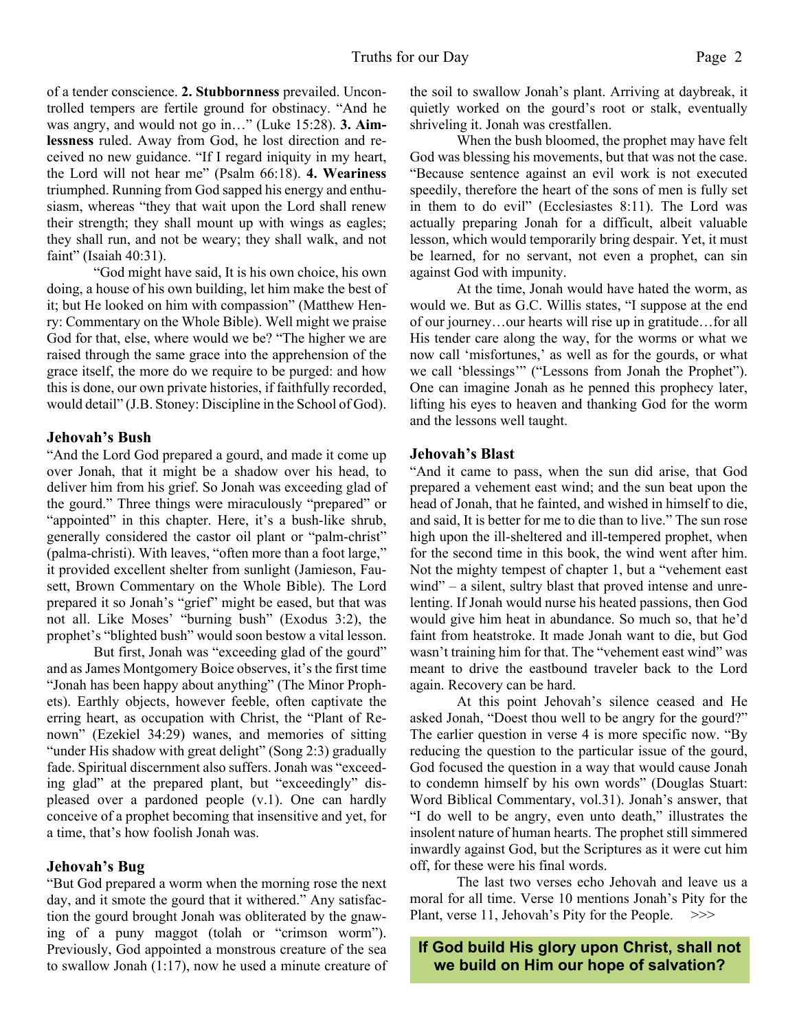of a tender conscience. **2. Stubbornness** prevailed. Uncontrolled tempers are fertile ground for obstinacy. "And he was angry, and would not go in…" (Luke 15:28). **3. Aimlessness** ruled. Away from God, he lost direction and received no new guidance. "If I regard iniquity in my heart, the Lord will not hear me" (Psalm 66:18). **4. Weariness** triumphed. Running from God sapped his energy and enthusiasm, whereas "they that wait upon the Lord shall renew their strength; they shall mount up with wings as eagles; they shall run, and not be weary; they shall walk, and not faint" (Isaiah 40:31).

"God might have said, It is his own choice, his own doing, a house of his own building, let him make the best of it; but He looked on him with compassion" (Matthew Henry: Commentary on the Whole Bible). Well might we praise God for that, else, where would we be? "The higher we are raised through the same grace into the apprehension of the grace itself, the more do we require to be purged: and how this is done, our own private histories, if faithfully recorded, would detail" (J.B. Stoney: Discipline in the School of God).

### Jehovah's Bush

"And the Lord God prepared a gourd, and made it come up over Jonah, that it might be a shadow over his head, to deliver him from his grief. So Jonah was exceeding glad of the gourd." Three things were miraculously "prepared" or "appointed" in this chapter. Here, it's a bush-like shrub, generally considered the castor oil plant or "palm-christ" (palma-christi). With leaves, "often more than a foot large," it provided excellent shelter from sunlight (Jamieson, Fausett, Brown Commentary on the Whole Bible). The Lord prepared it so Jonah's "grief" might be eased, but that was not all. Like Moses' "burning bush" (Exodus 3:2), the prophet's "blighted bush" would soon bestow a vital lesson.

But first, Jonah was "exceeding glad of the gourd" and as James Montgomery Boice observes, it's the first time "Jonah has been happy about anything" (The Minor Prophets). Earthly objects, however feeble, often captivate the erring heart, as occupation with Christ, the "Plant of Renown" (Ezekiel 34:29) wanes, and memories of sitting "under His shadow with great delight" (Song 2:3) gradually fade. Spiritual discernment also suffers. Jonah was "exceeding glad" at the prepared plant, but "exceedingly" displeased over a pardoned people (v.1). One can hardly conceive of a prophet becoming that insensitive and yet, for a time, that's how foolish Jonah was.

### Jehovah's Bug

"But God prepared a worm when the morning rose the next day, and it smote the gourd that it withered." Any satisfaction the gourd brought Jonah was obliterated by the gnawing of a puny maggot (tolah or "crimson worm"). Previously, God appointed a monstrous creature of the sea to swallow Jonah (1:17), now he used a minute creature of the soil to swallow Jonah's plant. Arriving at daybreak, it quietly worked on the gourd's root or stalk, eventually shriveling it. Jonah was crestfallen.

When the bush bloomed, the prophet may have felt God was blessing his movements, but that was not the case. "Because sentence against an evil work is not executed speedily, therefore the heart of the sons of men is fully set in them to do evil" (Ecclesiastes 8:11). The Lord was actually preparing Jonah for a difficult, albeit valuable lesson, which would temporarily bring despair. Yet, it must be learned, for no servant, not even a prophet, can sin against God with impunity.

At the time, Jonah would have hated the worm, as would we. But as G.C. Willis states, "I suppose at the end of our journey…our hearts will rise up in gratitude…for all His tender care along the way, for the worms or what we now call 'misfortunes,' as well as for the gourds, or what we call 'blessings'" ("Lessons from Jonah the Prophet"). One can imagine Jonah as he penned this prophecy later, lifting his eyes to heaven and thanking God for the worm and the lessons well taught.

### Jehovah's Blast

"And it came to pass, when the sun did arise, that God prepared a vehement east wind; and the sun beat upon the head of Jonah, that he fainted, and wished in himself to die, and said, It is better for me to die than to live." The sun rose high upon the ill-sheltered and ill-tempered prophet, when for the second time in this book, the wind went after him. Not the mighty tempest of chapter 1, but a "vehement east wind" – a silent, sultry blast that proved intense and unrelenting. If Jonah would nurse his heated passions, then God would give him heat in abundance. So much so, that he'd faint from heatstroke. It made Jonah want to die, but God wasn't training him for that. The "vehement east wind" was meant to drive the eastbound traveler back to the Lord again. Recovery can be hard.

At this point Jehovah's silence ceased and He asked Jonah, "Doest thou well to be angry for the gourd?" The earlier question in verse 4 is more specific now. "By reducing the question to the particular issue of the gourd, God focused the question in a way that would cause Jonah to condemn himself by his own words" (Douglas Stuart: Word Biblical Commentary, vol.31). Jonah's answer, that "I do well to be angry, even unto death," illustrates the insolent nature of human hearts. The prophet still simmered inwardly against God, but the Scriptures as it were cut him off, for these were his final words.

The last two verses echo Jehovah and leave us a moral for all time. Verse 10 mentions Jonah's Pity for the Plant, verse 11, Jehovah's Pity for the People. >>>

**If God build His glory upon Christ, shall not we build on Him our hope of salvation?**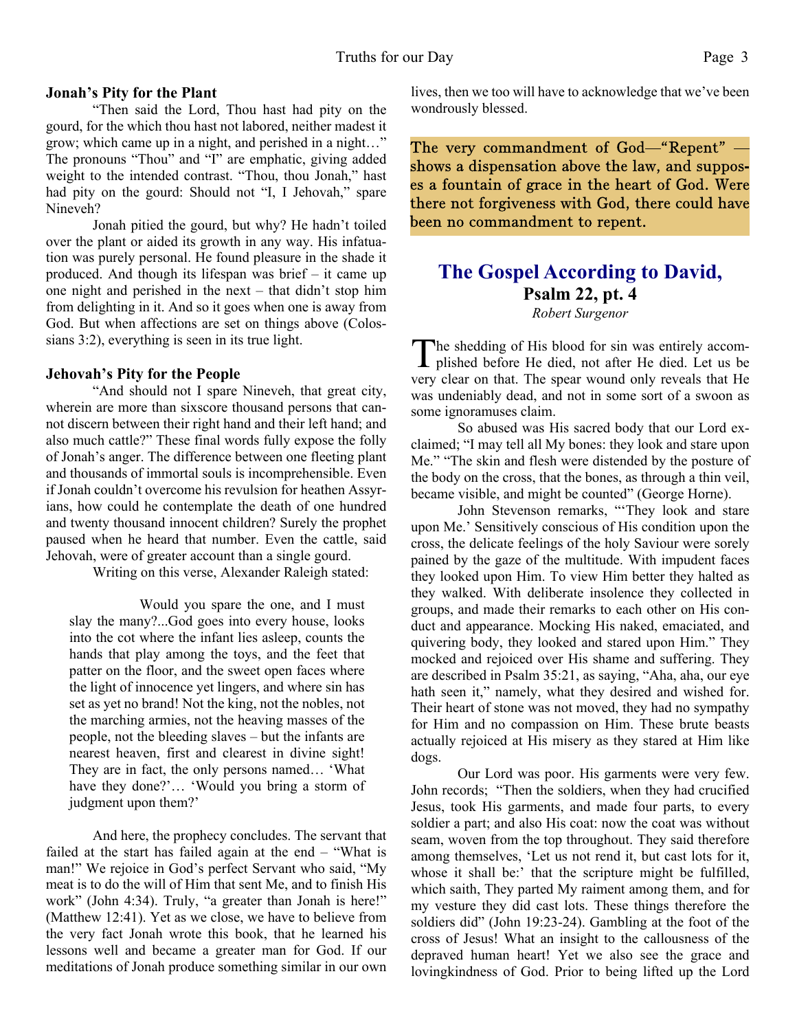### Jonah's Pity for the Plant

"Then said the Lord, Thou hast had pity on the gourd, for the which thou hast not labored, neither madest it grow; which came up in a night, and perished in a night…" The pronouns "Thou" and "I" are emphatic, giving added weight to the intended contrast. "Thou, thou Jonah," hast had pity on the gourd: Should not "I, I Jehovah," spare Nineveh?

Jonah pitied the gourd, but why? He hadn't toiled over the plant or aided its growth in any way. His infatuation was purely personal. He found pleasure in the shade it produced. And though its lifespan was brief – it came up one night and perished in the next – that didn't stop him from delighting in it. And so it goes when one is away from God. But when affections are set on things above (Colossians 3:2), everything is seen in its true light.

### Jehovah's Pity for the People

"And should not I spare Nineveh, that great city, wherein are more than sixscore thousand persons that cannot discern between their right hand and their left hand; and also much cattle?" These final words fully expose the folly of Jonah's anger. The difference between one fleeting plant and thousands of immortal souls is incomprehensible. Even if Jonah couldn't overcome his revulsion for heathen Assyrians, how could he contemplate the death of one hundred and twenty thousand innocent children? Surely the prophet paused when he heard that number. Even the cattle, said Jehovah, were of greater account than a single gourd.

Writing on this verse, Alexander Raleigh stated:

> Would you spare the one, and I must slay the many?...God goes into every house, looks into the cot where the infant lies asleep, counts the hands that play among the toys, and the feet that patter on the floor, and the sweet open faces where the light of innocence yet lingers, and where sin has set as yet no brand! Not the king, not the nobles, not the marching armies, not the heaving masses of the people, not the bleeding slaves – but the infants are nearest heaven, first and clearest in divine sight! They are in fact, the only persons named… 'What have they done?'… 'Would you bring a storm of judgment upon them?'

And here, the prophecy concludes. The servant that failed at the start has failed again at the end – "What is man!" We rejoice in God's perfect Servant who said, "My meat is to do the will of Him that sent Me, and to finish His work" (John 4:34). Truly, "a greater than Jonah is here!" (Matthew 12:41). Yet as we close, we have to believe from the very fact Jonah wrote this book, that he learned his lessons well and became a greater man for God. If our meditations of Jonah produce something similar in our own lives, then we too will have to acknowledge that we've been wondrously blessed.

> The very commandment of God—"Repent" —shows a dispensation above the law, and supposes a fountain of grace in the heart of God. Were there not forgiveness with God, there could have been no commandment to repent.

## The Gospel According to David,
### Psalm 22, pt. 4

*Robert Surgenor*

The shedding of His blood for sin was entirely accomplished before He died, not after He died. Let us be very clear on that. The spear wound only reveals that He was undeniably dead, and not in some sort of a swoon as some ignoramuses claim.

So abused was His sacred body that our Lord exclaimed; "I may tell all My bones: they look and stare upon Me." "The skin and flesh were distended by the posture of the body on the cross, that the bones, as through a thin veil, became visible, and might be counted" (George Horne).

John Stevenson remarks, "'They look and stare upon Me.' Sensitively conscious of His condition upon the cross, the delicate feelings of the holy Saviour were sorely pained by the gaze of the multitude. With impudent faces they looked upon Him. To view Him better they halted as they walked. With deliberate insolence they collected in groups, and made their remarks to each other on His conduct and appearance. Mocking His naked, emaciated, and quivering body, they looked and stared upon Him." They mocked and rejoiced over His shame and suffering. They are described in Psalm 35:21, as saying, "Aha, aha, our eye hath seen it," namely, what they desired and wished for. Their heart of stone was not moved, they had no sympathy for Him and no compassion on Him. These brute beasts actually rejoiced at His misery as they stared at Him like dogs.

Our Lord was poor. His garments were very few. John records; "Then the soldiers, when they had crucified Jesus, took His garments, and made four parts, to every soldier a part; and also His coat: now the coat was without seam, woven from the top throughout. They said therefore among themselves, 'Let us not rend it, but cast lots for it, whose it shall be:' that the scripture might be fulfilled, which saith, They parted My raiment among them, and for my vesture they did cast lots. These things therefore the soldiers did" (John 19:23-24). Gambling at the foot of the cross of Jesus! What an insight to the callousness of the depraved human heart! Yet we also see the grace and lovingkindness of God. Prior to being lifted up the Lord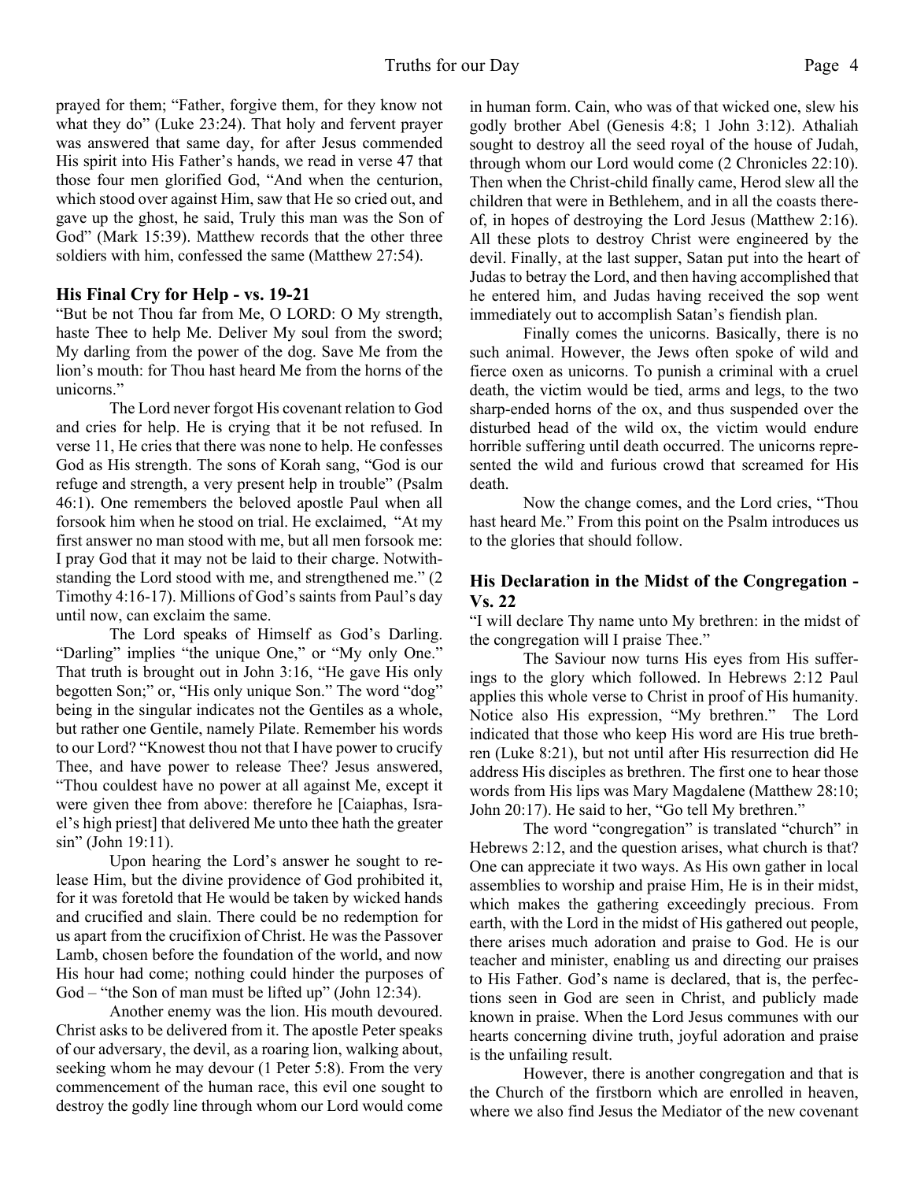prayed for them; "Father, forgive them, for they know not what they do" (Luke 23:24). That holy and fervent prayer was answered that same day, for after Jesus commended His spirit into His Father's hands, we read in verse 47 that those four men glorified God, "And when the centurion, which stood over against Him, saw that He so cried out, and gave up the ghost, he said, Truly this man was the Son of God" (Mark 15:39). Matthew records that the other three soldiers with him, confessed the same (Matthew 27:54).

### His Final Cry for Help - vs. 19-21

"But be not Thou far from Me, O LORD: O My strength, haste Thee to help Me. Deliver My soul from the sword; My darling from the power of the dog. Save Me from the lion's mouth: for Thou hast heard Me from the horns of the unicorns."

The Lord never forgot His covenant relation to God and cries for help. He is crying that it be not refused. In verse 11, He cries that there was none to help. He confesses God as His strength. The sons of Korah sang, "God is our refuge and strength, a very present help in trouble" (Psalm 46:1). One remembers the beloved apostle Paul when all forsook him when he stood on trial. He exclaimed, "At my first answer no man stood with me, but all men forsook me: I pray God that it may not be laid to their charge. Notwithstanding the Lord stood with me, and strengthened me." (2 Timothy 4:16-17). Millions of God's saints from Paul's day until now, can exclaim the same.

The Lord speaks of Himself as God's Darling. "Darling" implies "the unique One," or "My only One." That truth is brought out in John 3:16, "He gave His only begotten Son;" or, "His only unique Son." The word "dog" being in the singular indicates not the Gentiles as a whole, but rather one Gentile, namely Pilate. Remember his words to our Lord? "Knowest thou not that I have power to crucify Thee, and have power to release Thee? Jesus answered, "Thou couldest have no power at all against Me, except it were given thee from above: therefore he [Caiaphas, Israel's high priest] that delivered Me unto thee hath the greater sin" (John 19:11).

Upon hearing the Lord's answer he sought to release Him, but the divine providence of God prohibited it, for it was foretold that He would be taken by wicked hands and crucified and slain. There could be no redemption for us apart from the crucifixion of Christ. He was the Passover Lamb, chosen before the foundation of the world, and now His hour had come; nothing could hinder the purposes of God – "the Son of man must be lifted up" (John 12:34).

Another enemy was the lion. His mouth devoured. Christ asks to be delivered from it. The apostle Peter speaks of our adversary, the devil, as a roaring lion, walking about, seeking whom he may devour (1 Peter 5:8). From the very commencement of the human race, this evil one sought to destroy the godly line through whom our Lord would come in human form. Cain, who was of that wicked one, slew his godly brother Abel (Genesis 4:8; 1 John 3:12). Athaliah sought to destroy all the seed royal of the house of Judah, through whom our Lord would come (2 Chronicles 22:10). Then when the Christ-child finally came, Herod slew all the children that were in Bethlehem, and in all the coasts thereof, in hopes of destroying the Lord Jesus (Matthew 2:16). All these plots to destroy Christ were engineered by the devil. Finally, at the last supper, Satan put into the heart of Judas to betray the Lord, and then having accomplished that he entered him, and Judas having received the sop went immediately out to accomplish Satan's fiendish plan.

Finally comes the unicorns. Basically, there is no such animal. However, the Jews often spoke of wild and fierce oxen as unicorns. To punish a criminal with a cruel death, the victim would be tied, arms and legs, to the two sharp-ended horns of the ox, and thus suspended over the disturbed head of the wild ox, the victim would endure horrible suffering until death occurred. The unicorns represented the wild and furious crowd that screamed for His death.

Now the change comes, and the Lord cries, "Thou hast heard Me." From this point on the Psalm introduces us to the glories that should follow.

### His Declaration in the Midst of the Congregation - Vs. 22

"I will declare Thy name unto My brethren: in the midst of the congregation will I praise Thee."

The Saviour now turns His eyes from His sufferings to the glory which followed. In Hebrews 2:12 Paul applies this whole verse to Christ in proof of His humanity. Notice also His expression, "My brethren." The Lord indicated that those who keep His word are His true brethren (Luke 8:21), but not until after His resurrection did He address His disciples as brethren. The first one to hear those words from His lips was Mary Magdalene (Matthew 28:10; John 20:17). He said to her, "Go tell My brethren."

The word "congregation" is translated "church" in Hebrews 2:12, and the question arises, what church is that? One can appreciate it two ways. As His own gather in local assemblies to worship and praise Him, He is in their midst, which makes the gathering exceedingly precious. From earth, with the Lord in the midst of His gathered out people, there arises much adoration and praise to God. He is our teacher and minister, enabling us and directing our praises to His Father. God's name is declared, that is, the perfections seen in God are seen in Christ, and publicly made known in praise. When the Lord Jesus communes with our hearts concerning divine truth, joyful adoration and praise is the unfailing result.

However, there is another congregation and that is the Church of the firstborn which are enrolled in heaven, where we also find Jesus the Mediator of the new covenant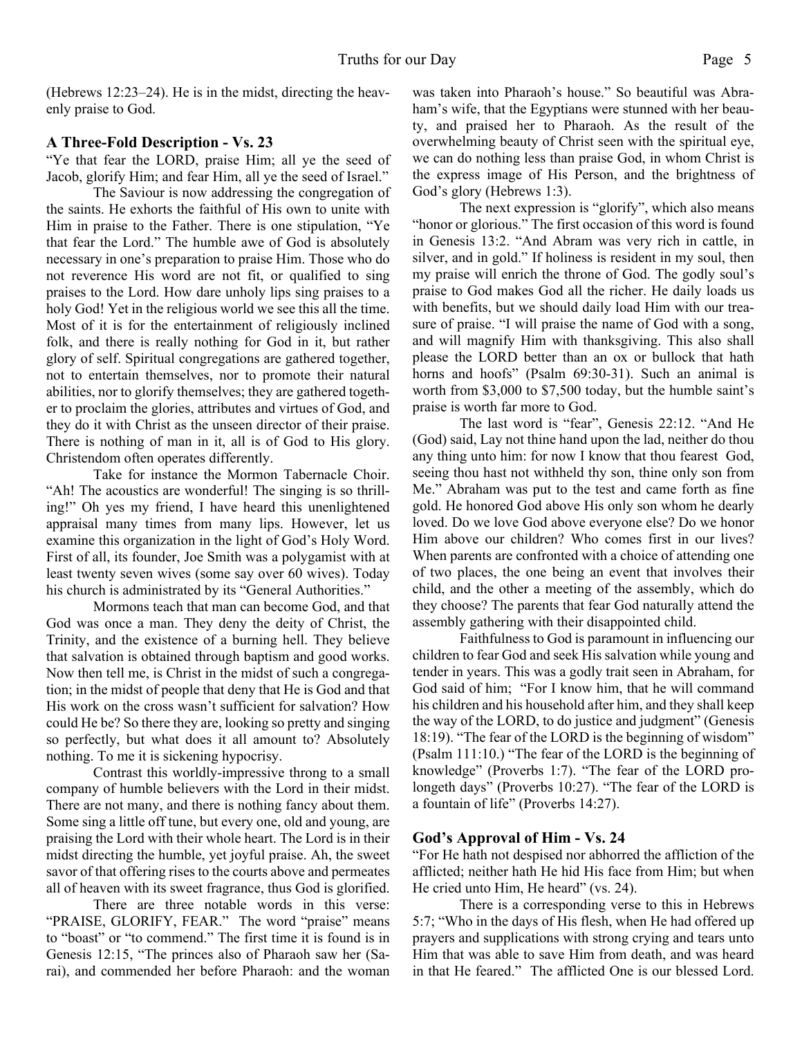(Hebrews 12:23–24). He is in the midst, directing the heavenly praise to God.

### A Three-Fold Description - Vs. 23

"Ye that fear the LORD, praise Him; all ye the seed of Jacob, glorify Him; and fear Him, all ye the seed of Israel."

The Saviour is now addressing the congregation of the saints. He exhorts the faithful of His own to unite with Him in praise to the Father. There is one stipulation, "Ye that fear the Lord." The humble awe of God is absolutely necessary in one's preparation to praise Him. Those who do not reverence His word are not fit, or qualified to sing praises to the Lord. How dare unholy lips sing praises to a holy God! Yet in the religious world we see this all the time. Most of it is for the entertainment of religiously inclined folk, and there is really nothing for God in it, but rather glory of self. Spiritual congregations are gathered together, not to entertain themselves, nor to promote their natural abilities, nor to glorify themselves; they are gathered together to proclaim the glories, attributes and virtues of God, and they do it with Christ as the unseen director of their praise. There is nothing of man in it, all is of God to His glory. Christendom often operates differently.

Take for instance the Mormon Tabernacle Choir. "Ah! The acoustics are wonderful! The singing is so thrilling!" Oh yes my friend, I have heard this unenlightened appraisal many times from many lips. However, let us examine this organization in the light of God's Holy Word. First of all, its founder, Joe Smith was a polygamist with at least twenty seven wives (some say over 60 wives). Today his church is administrated by its "General Authorities."

Mormons teach that man can become God, and that God was once a man. They deny the deity of Christ, the Trinity, and the existence of a burning hell. They believe that salvation is obtained through baptism and good works. Now then tell me, is Christ in the midst of such a congregation; in the midst of people that deny that He is God and that His work on the cross wasn't sufficient for salvation? How could He be? So there they are, looking so pretty and singing so perfectly, but what does it all amount to? Absolutely nothing. To me it is sickening hypocrisy.

Contrast this worldly-impressive throng to a small company of humble believers with the Lord in their midst. There are not many, and there is nothing fancy about them. Some sing a little off tune, but every one, old and young, are praising the Lord with their whole heart. The Lord is in their midst directing the humble, yet joyful praise. Ah, the sweet savor of that offering rises to the courts above and permeates all of heaven with its sweet fragrance, thus God is glorified.

There are three notable words in this verse: "PRAISE, GLORIFY, FEAR." The word "praise" means to "boast" or "to commend." The first time it is found is in Genesis 12:15, "The princes also of Pharaoh saw her (Sarai), and commended her before Pharaoh: and the woman was taken into Pharaoh's house." So beautiful was Abraham's wife, that the Egyptians were stunned with her beauty, and praised her to Pharaoh. As the result of the overwhelming beauty of Christ seen with the spiritual eye, we can do nothing less than praise God, in whom Christ is the express image of His Person, and the brightness of God's glory (Hebrews 1:3).

The next expression is "glorify", which also means "honor or glorious." The first occasion of this word is found in Genesis 13:2. "And Abram was very rich in cattle, in silver, and in gold." If holiness is resident in my soul, then my praise will enrich the throne of God. The godly soul's praise to God makes God all the richer. He daily loads us with benefits, but we should daily load Him with our treasure of praise. "I will praise the name of God with a song, and will magnify Him with thanksgiving. This also shall please the LORD better than an ox or bullock that hath horns and hoofs" (Psalm 69:30-31). Such an animal is worth from $3,000 to $7,500 today, but the humble saint's praise is worth far more to God.

The last word is "fear", Genesis 22:12. "And He (God) said, Lay not thine hand upon the lad, neither do thou any thing unto him: for now I know that thou fearest God, seeing thou hast not withheld thy son, thine only son from Me." Abraham was put to the test and came forth as fine gold. He honored God above His only son whom he dearly loved. Do we love God above everyone else? Do we honor Him above our children? Who comes first in our lives? When parents are confronted with a choice of attending one of two places, the one being an event that involves their child, and the other a meeting of the assembly, which do they choose? The parents that fear God naturally attend the assembly gathering with their disappointed child.

Faithfulness to God is paramount in influencing our children to fear God and seek His salvation while young and tender in years. This was a godly trait seen in Abraham, for God said of him; "For I know him, that he will command his children and his household after him, and they shall keep the way of the LORD, to do justice and judgment" (Genesis 18:19). "The fear of the LORD is the beginning of wisdom" (Psalm 111:10.) "The fear of the LORD is the beginning of knowledge" (Proverbs 1:7). "The fear of the LORD prolongeth days" (Proverbs 10:27). "The fear of the LORD is a fountain of life" (Proverbs 14:27).

### God's Approval of Him - Vs. 24

"For He hath not despised nor abhorred the affliction of the afflicted; neither hath He hid His face from Him; but when He cried unto Him, He heard" (vs. 24).

There is a corresponding verse to this in Hebrews 5:7; "Who in the days of His flesh, when He had offered up prayers and supplications with strong crying and tears unto Him that was able to save Him from death, and was heard in that He feared." The afflicted One is our blessed Lord.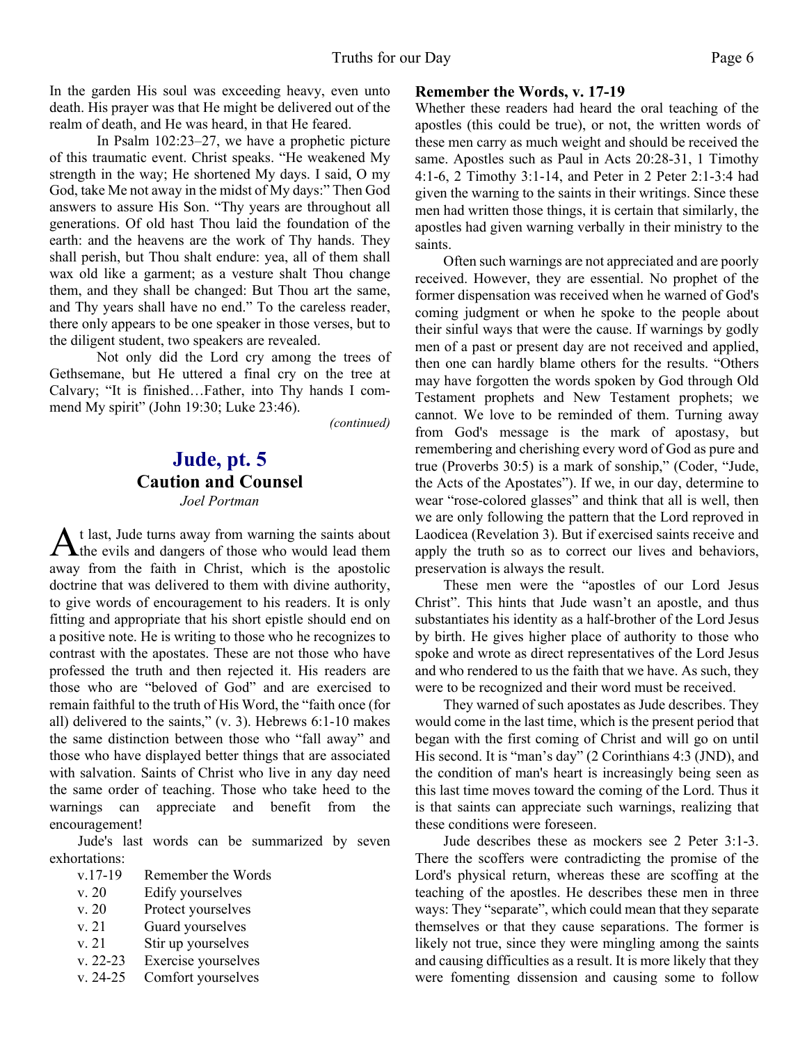In the garden His soul was exceeding heavy, even unto death. His prayer was that He might be delivered out of the realm of death, and He was heard, in that He feared.

In Psalm 102:23–27, we have a prophetic picture of this traumatic event. Christ speaks. "He weakened My strength in the way; He shortened My days. I said, O my God, take Me not away in the midst of My days:" Then God answers to assure His Son. "Thy years are throughout all generations. Of old hast Thou laid the foundation of the earth: and the heavens are the work of Thy hands. They shall perish, but Thou shalt endure: yea, all of them shall wax old like a garment; as a vesture shalt Thou change them, and they shall be changed: But Thou art the same, and Thy years shall have no end." To the careless reader, there only appears to be one speaker in those verses, but to the diligent student, two speakers are revealed.

Not only did the Lord cry among the trees of Gethsemane, but He uttered a final cry on the tree at Calvary; "It is finished…Father, into Thy hands I commend My spirit" (John 19:30; Luke 23:46).

*(continued)*

## Jude, pt. 5
### Caution and Counsel
*Joel Portman*

At last, Jude turns away from warning the saints about the evils and dangers of those who would lead them away from the faith in Christ, which is the apostolic doctrine that was delivered to them with divine authority, to give words of encouragement to his readers. It is only fitting and appropriate that his short epistle should end on a positive note. He is writing to those who he recognizes to contrast with the apostates. These are not those who have professed the truth and then rejected it. His readers are those who are "beloved of God" and are exercised to remain faithful to the truth of His Word, the "faith once (for all) delivered to the saints," (v. 3). Hebrews 6:1-10 makes the same distinction between those who "fall away" and those who have displayed better things that are associated with salvation. Saints of Christ who live in any day need the same order of teaching. Those who take heed to the warnings can appreciate and benefit from the encouragement!

Jude's last words can be summarized by seven exhortations:

| | |
|---|---|
| v.17-19 | Remember the Words |
| v. 20 | Edify yourselves |
| v. 20 | Protect yourselves |
| v. 21 | Guard yourselves |
| v. 21 | Stir up yourselves |
| v. 22-23 | Exercise yourselves |
| v. 24-25 | Comfort yourselves |

**Remember the Words, v. 17-19**

Whether these readers had heard the oral teaching of the apostles (this could be true), or not, the written words of these men carry as much weight and should be received the same. Apostles such as Paul in Acts 20:28-31, 1 Timothy 4:1-6, 2 Timothy 3:1-14, and Peter in 2 Peter 2:1-3:4 had given the warning to the saints in their writings. Since these men had written those things, it is certain that similarly, the apostles had given warning verbally in their ministry to the saints.

Often such warnings are not appreciated and are poorly received. However, they are essential. No prophet of the former dispensation was received when he warned of God's coming judgment or when he spoke to the people about their sinful ways that were the cause. If warnings by godly men of a past or present day are not received and applied, then one can hardly blame others for the results. "Others may have forgotten the words spoken by God through Old Testament prophets and New Testament prophets; we cannot. We love to be reminded of them. Turning away from God's message is the mark of apostasy, but remembering and cherishing every word of God as pure and true (Proverbs 30:5) is a mark of sonship," (Coder, "Jude, the Acts of the Apostates"). If we, in our day, determine to wear "rose-colored glasses" and think that all is well, then we are only following the pattern that the Lord reproved in Laodicea (Revelation 3). But if exercised saints receive and apply the truth so as to correct our lives and behaviors, preservation is always the result.

These men were the "apostles of our Lord Jesus Christ". This hints that Jude wasn't an apostle, and thus substantiates his identity as a half-brother of the Lord Jesus by birth. He gives higher place of authority to those who spoke and wrote as direct representatives of the Lord Jesus and who rendered to us the faith that we have. As such, they were to be recognized and their word must be received.

They warned of such apostates as Jude describes. They would come in the last time, which is the present period that began with the first coming of Christ and will go on until His second. It is "man's day" (2 Corinthians 4:3 (JND), and the condition of man's heart is increasingly being seen as this last time moves toward the coming of the Lord. Thus it is that saints can appreciate such warnings, realizing that these conditions were foreseen.

Jude describes these as mockers see 2 Peter 3:1-3. There the scoffers were contradicting the promise of the Lord's physical return, whereas these are scoffing at the teaching of the apostles. He describes these men in three ways: They "separate", which could mean that they separate themselves or that they cause separations. The former is likely not true, since they were mingling among the saints and causing difficulties as a result. It is more likely that they were fomenting dissension and causing some to follow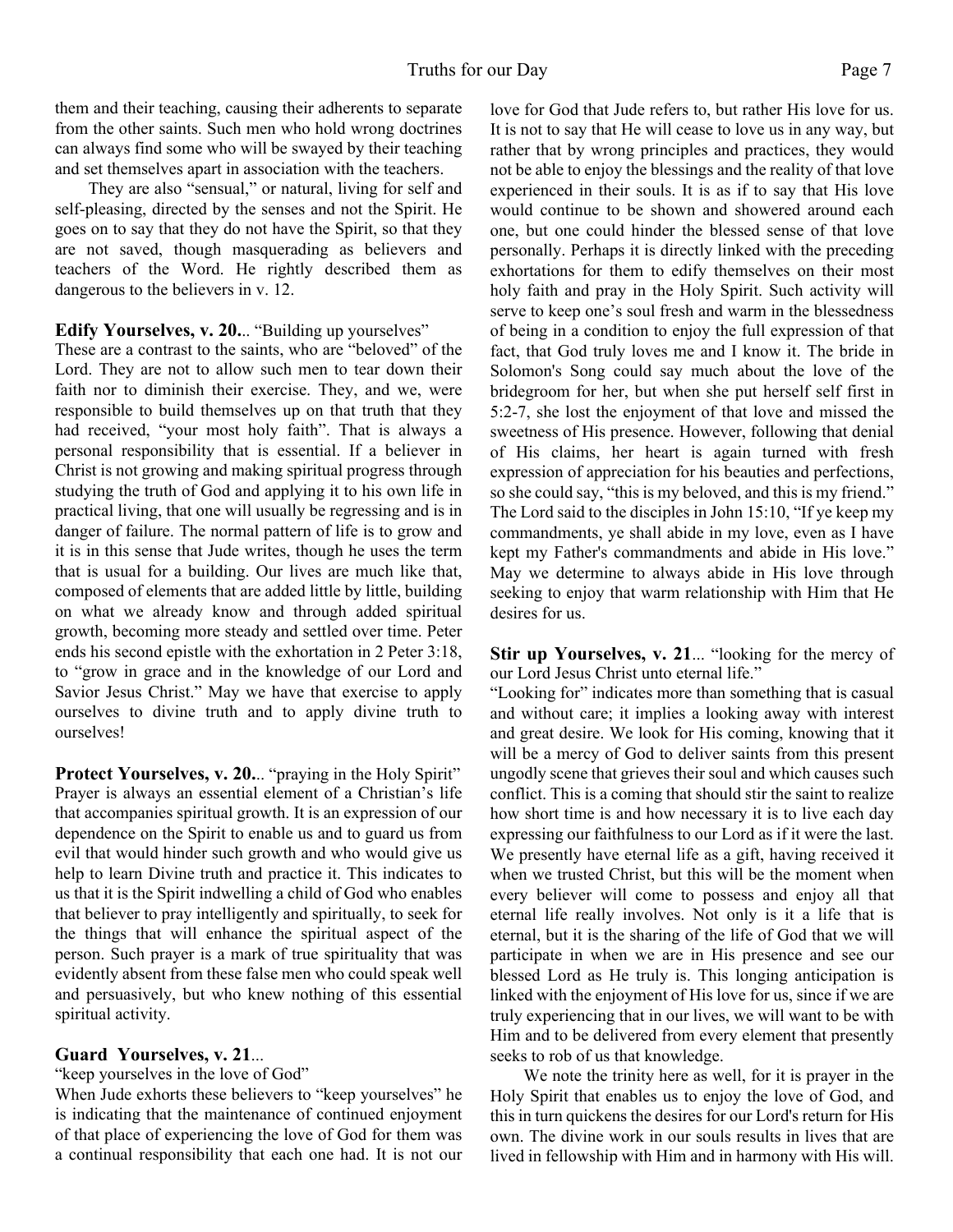them and their teaching, causing their adherents to separate from the other saints. Such men who hold wrong doctrines can always find some who will be swayed by their teaching and set themselves apart in association with the teachers.

They are also "sensual," or natural, living for self and self-pleasing, directed by the senses and not the Spirit. He goes on to say that they do not have the Spirit, so that they are not saved, though masquerading as believers and teachers of the Word. He rightly described them as dangerous to the believers in v. 12.

**Edify Yourselves, v. 20.**.. "Building up yourselves"

These are a contrast to the saints, who are "beloved" of the Lord. They are not to allow such men to tear down their faith nor to diminish their exercise. They, and we, were responsible to build themselves up on that truth that they had received, "your most holy faith". That is always a personal responsibility that is essential. If a believer in Christ is not growing and making spiritual progress through studying the truth of God and applying it to his own life in practical living, that one will usually be regressing and is in danger of failure. The normal pattern of life is to grow and it is in this sense that Jude writes, though he uses the term that is usual for a building. Our lives are much like that, composed of elements that are added little by little, building on what we already know and through added spiritual growth, becoming more steady and settled over time. Peter ends his second epistle with the exhortation in 2 Peter 3:18, to "grow in grace and in the knowledge of our Lord and Savior Jesus Christ." May we have that exercise to apply ourselves to divine truth and to apply divine truth to ourselves!

**Protect Yourselves, v. 20.**.. "praying in the Holy Spirit"

Prayer is always an essential element of a Christian's life that accompanies spiritual growth. It is an expression of our dependence on the Spirit to enable us and to guard us from evil that would hinder such growth and who would give us help to learn Divine truth and practice it. This indicates to us that it is the Spirit indwelling a child of God who enables that believer to pray intelligently and spiritually, to seek for the things that will enhance the spiritual aspect of the person. Such prayer is a mark of true spirituality that was evidently absent from these false men who could speak well and persuasively, but who knew nothing of this essential spiritual activity.

**Guard Yourselves, v. 21**...

"keep yourselves in the love of God"

When Jude exhorts these believers to "keep yourselves" he is indicating that the maintenance of continued enjoyment of that place of experiencing the love of God for them was a continual responsibility that each one had. It is not our love for God that Jude refers to, but rather His love for us. It is not to say that He will cease to love us in any way, but rather that by wrong principles and practices, they would not be able to enjoy the blessings and the reality of that love experienced in their souls. It is as if to say that His love would continue to be shown and showered around each one, but one could hinder the blessed sense of that love personally. Perhaps it is directly linked with the preceding exhortations for them to edify themselves on their most holy faith and pray in the Holy Spirit. Such activity will serve to keep one's soul fresh and warm in the blessedness of being in a condition to enjoy the full expression of that fact, that God truly loves me and I know it. The bride in Solomon's Song could say much about the love of the bridegroom for her, but when she put herself self first in 5:2-7, she lost the enjoyment of that love and missed the sweetness of His presence. However, following that denial of His claims, her heart is again turned with fresh expression of appreciation for his beauties and perfections, so she could say, "this is my beloved, and this is my friend." The Lord said to the disciples in John 15:10, "If ye keep my commandments, ye shall abide in my love, even as I have kept my Father's commandments and abide in His love." May we determine to always abide in His love through seeking to enjoy that warm relationship with Him that He desires for us.

**Stir up Yourselves, v. 21**... "looking for the mercy of our Lord Jesus Christ unto eternal life."

"Looking for" indicates more than something that is casual and without care; it implies a looking away with interest and great desire. We look for His coming, knowing that it will be a mercy of God to deliver saints from this present ungodly scene that grieves their soul and which causes such conflict. This is a coming that should stir the saint to realize how short time is and how necessary it is to live each day expressing our faithfulness to our Lord as if it were the last. We presently have eternal life as a gift, having received it when we trusted Christ, but this will be the moment when every believer will come to possess and enjoy all that eternal life really involves. Not only is it a life that is eternal, but it is the sharing of the life of God that we will participate in when we are in His presence and see our blessed Lord as He truly is. This longing anticipation is linked with the enjoyment of His love for us, since if we are truly experiencing that in our lives, we will want to be with Him and to be delivered from every element that presently seeks to rob of us that knowledge.

We note the trinity here as well, for it is prayer in the Holy Spirit that enables us to enjoy the love of God, and this in turn quickens the desires for our Lord's return for His own. The divine work in our souls results in lives that are lived in fellowship with Him and in harmony with His will.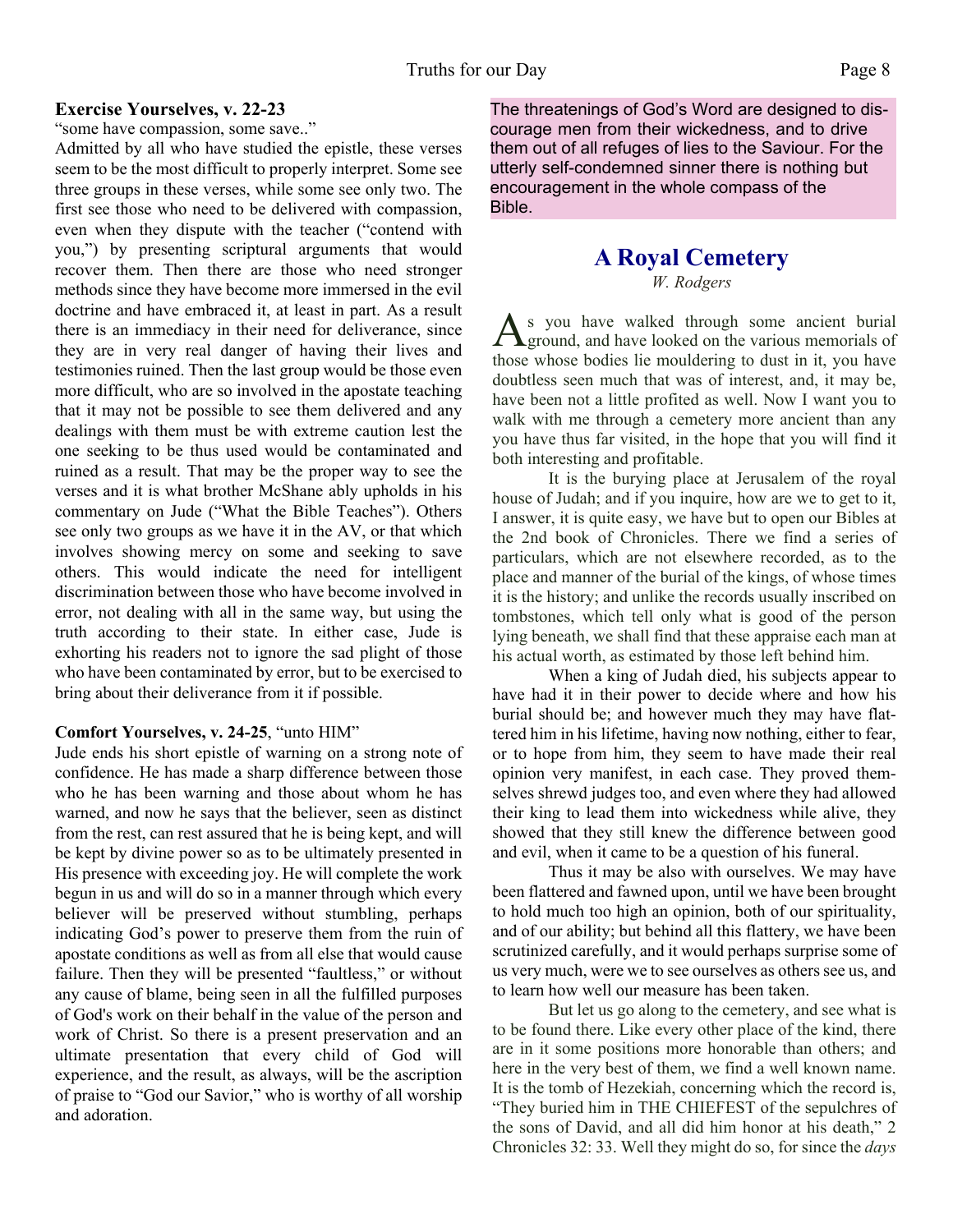**Exercise Yourselves, v. 22-23**

"some have compassion, some save.."

Admitted by all who have studied the epistle, these verses seem to be the most difficult to properly interpret. Some see three groups in these verses, while some see only two. The first see those who need to be delivered with compassion, even when they dispute with the teacher ("contend with you,") by presenting scriptural arguments that would recover them. Then there are those who need stronger methods since they have become more immersed in the evil doctrine and have embraced it, at least in part. As a result there is an immediacy in their need for deliverance, since they are in very real danger of having their lives and testimonies ruined. Then the last group would be those even more difficult, who are so involved in the apostate teaching that it may not be possible to see them delivered and any dealings with them must be with extreme caution lest the one seeking to be thus used would be contaminated and ruined as a result. That may be the proper way to see the verses and it is what brother McShane ably upholds in his commentary on Jude ("What the Bible Teaches"). Others see only two groups as we have it in the AV, or that which involves showing mercy on some and seeking to save others. This would indicate the need for intelligent discrimination between those who have become involved in error, not dealing with all in the same way, but using the truth according to their state. In either case, Jude is exhorting his readers not to ignore the sad plight of those who have been contaminated by error, but to be exercised to bring about their deliverance from it if possible.

**Comfort Yourselves, v. 24-25**, "unto HIM"

Jude ends his short epistle of warning on a strong note of confidence. He has made a sharp difference between those who he has been warning and those about whom he has warned, and now he says that the believer, seen as distinct from the rest, can rest assured that he is being kept, and will be kept by divine power so as to be ultimately presented in His presence with exceeding joy. He will complete the work begun in us and will do so in a manner through which every believer will be preserved without stumbling, perhaps indicating God's power to preserve them from the ruin of apostate conditions as well as from all else that would cause failure. Then they will be presented "faultless," or without any cause of blame, being seen in all the fulfilled purposes of God's work on their behalf in the value of the person and work of Christ. So there is a present preservation and an ultimate presentation that every child of God will experience, and the result, as always, will be the ascription of praise to "God our Savior," who is worthy of all worship and adoration.

The threatenings of God's Word are designed to discourage men from their wickedness, and to drive them out of all refuges of lies to the Saviour. For the utterly self-condemned sinner there is nothing but encouragement in the whole compass of the Bible.

## A Royal Cemetery

*W. Rodgers*

As you have walked through some ancient burial ground, and have looked on the various memorials of those whose bodies lie mouldering to dust in it, you have doubtless seen much that was of interest, and, it may be, have been not a little profited as well. Now I want you to walk with me through a cemetery more ancient than any you have thus far visited, in the hope that you will find it both interesting and profitable.

It is the burying place at Jerusalem of the royal house of Judah; and if you inquire, how are we to get to it, I answer, it is quite easy, we have but to open our Bibles at the 2nd book of Chronicles. There we find a series of particulars, which are not elsewhere recorded, as to the place and manner of the burial of the kings, of whose times it is the history; and unlike the records usually inscribed on tombstones, which tell only what is good of the person lying beneath, we shall find that these appraise each man at his actual worth, as estimated by those left behind him.

When a king of Judah died, his subjects appear to have had it in their power to decide where and how his burial should be; and however much they may have flattered him in his lifetime, having now nothing, either to fear, or to hope from him, they seem to have made their real opinion very manifest, in each case. They proved themselves shrewd judges too, and even where they had allowed their king to lead them into wickedness while alive, they showed that they still knew the difference between good and evil, when it came to be a question of his funeral.

Thus it may be also with ourselves. We may have been flattered and fawned upon, until we have been brought to hold much too high an opinion, both of our spirituality, and of our ability; but behind all this flattery, we have been scrutinized carefully, and it would perhaps surprise some of us very much, were we to see ourselves as others see us, and to learn how well our measure has been taken.

But let us go along to the cemetery, and see what is to be found there. Like every other place of the kind, there are in it some positions more honorable than others; and here in the very best of them, we find a well known name. It is the tomb of Hezekiah, concerning which the record is, "They buried him in THE CHIEFEST of the sepulchres of the sons of David, and all did him honor at his death," 2 Chronicles 32: 33. Well they might do so, for since the *days*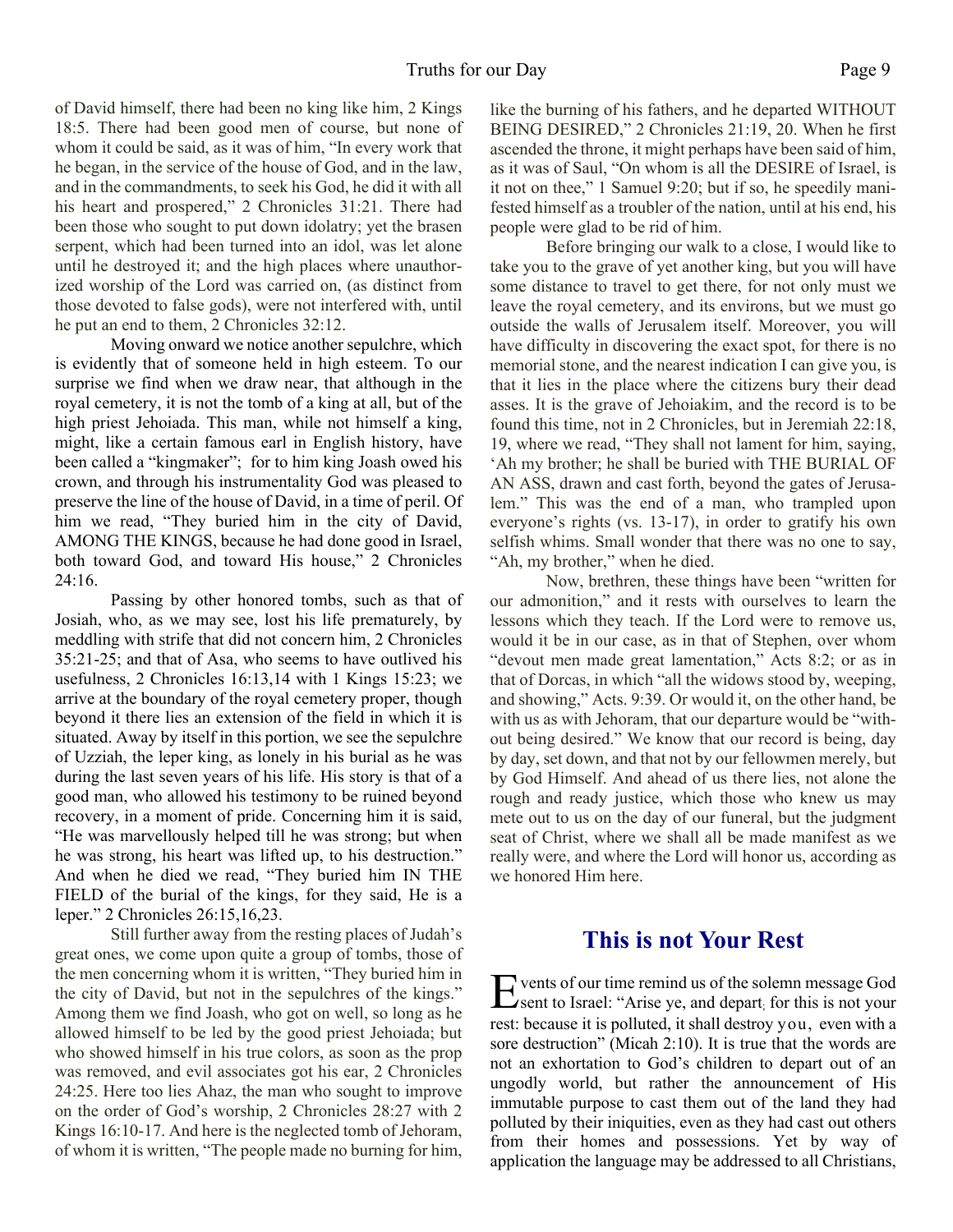of David himself, there had been no king like him, 2 Kings 18:5. There had been good men of course, but none of whom it could be said, as it was of him, "In every work that he began, in the service of the house of God, and in the law, and in the commandments, to seek his God, he did it with all his heart and prospered," 2 Chronicles 31:21. There had been those who sought to put down idolatry; yet the brasen serpent, which had been turned into an idol, was let alone until he destroyed it; and the high places where unauthorized worship of the Lord was carried on, (as distinct from those devoted to false gods), were not interfered with, until he put an end to them, 2 Chronicles 32:12.

Moving onward we notice another sepulchre, which is evidently that of someone held in high esteem. To our surprise we find when we draw near, that although in the royal cemetery, it is not the tomb of a king at all, but of the high priest Jehoiada. This man, while not himself a king, might, like a certain famous earl in English history, have been called a "kingmaker"; for to him king Joash owed his crown, and through his instrumentality God was pleased to preserve the line of the house of David, in a time of peril. Of him we read, "They buried him in the city of David, AMONG THE KINGS, because he had done good in Israel, both toward God, and toward His house," 2 Chronicles 24:16.

Passing by other honored tombs, such as that of Josiah, who, as we may see, lost his life prematurely, by meddling with strife that did not concern him, 2 Chronicles 35:21-25; and that of Asa, who seems to have outlived his usefulness, 2 Chronicles 16:13,14 with 1 Kings 15:23; we arrive at the boundary of the royal cemetery proper, though beyond it there lies an extension of the field in which it is situated. Away by itself in this portion, we see the sepulchre of Uzziah, the leper king, as lonely in his burial as he was during the last seven years of his life. His story is that of a good man, who allowed his testimony to be ruined beyond recovery, in a moment of pride. Concerning him it is said, "He was marvellously helped till he was strong; but when he was strong, his heart was lifted up, to his destruction." And when he died we read, "They buried him IN THE FIELD of the burial of the kings, for they said, He is a leper." 2 Chronicles 26:15,16,23.

Still further away from the resting places of Judah's great ones, we come upon quite a group of tombs, those of the men concerning whom it is written, "They buried him in the city of David, but not in the sepulchres of the kings." Among them we find Joash, who got on well, so long as he allowed himself to be led by the good priest Jehoiada; but who showed himself in his true colors, as soon as the prop was removed, and evil associates got his ear, 2 Chronicles 24:25. Here too lies Ahaz, the man who sought to improve on the order of God's worship, 2 Chronicles 28:27 with 2 Kings 16:10-17. And here is the neglected tomb of Jehoram, of whom it is written, "The people made no burning for him, like the burning of his fathers, and he departed WITHOUT BEING DESIRED," 2 Chronicles 21:19, 20. When he first ascended the throne, it might perhaps have been said of him, as it was of Saul, "On whom is all the DESIRE of Israel, is it not on thee," 1 Samuel 9:20; but if so, he speedily manifested himself as a troubler of the nation, until at his end, his people were glad to be rid of him.

Before bringing our walk to a close, I would like to take you to the grave of yet another king, but you will have some distance to travel to get there, for not only must we leave the royal cemetery, and its environs, but we must go outside the walls of Jerusalem itself. Moreover, you will have difficulty in discovering the exact spot, for there is no memorial stone, and the nearest indication I can give you, is that it lies in the place where the citizens bury their dead asses. It is the grave of Jehoiakim, and the record is to be found this time, not in 2 Chronicles, but in Jeremiah 22:18, 19, where we read, "They shall not lament for him, saying, 'Ah my brother; he shall be buried with THE BURIAL OF AN ASS, drawn and cast forth, beyond the gates of Jerusalem." This was the end of a man, who trampled upon everyone's rights (vs. 13-17), in order to gratify his own selfish whims. Small wonder that there was no one to say, "Ah, my brother," when he died.

Now, brethren, these things have been "written for our admonition," and it rests with ourselves to learn the lessons which they teach. If the Lord were to remove us, would it be in our case, as in that of Stephen, over whom "devout men made great lamentation," Acts 8:2; or as in that of Dorcas, in which "all the widows stood by, weeping, and showing," Acts. 9:39. Or would it, on the other hand, be with us as with Jehoram, that our departure would be "without being desired." We know that our record is being, day by day, set down, and that not by our fellowmen merely, but by God Himself. And ahead of us there lies, not alone the rough and ready justice, which those who knew us may mete out to us on the day of our funeral, but the judgment seat of Christ, where we shall all be made manifest as we really were, and where the Lord will honor us, according as we honored Him here.

## This is not Your Rest

Events of our time remind us of the solemn message God sent to Israel: "Arise ye, and depart; for this is not your rest: because it is polluted, it shall destroy you, even with a sore destruction" (Micah 2:10). It is true that the words are not an exhortation to God's children to depart out of an ungodly world, but rather the announcement of His immutable purpose to cast them out of the land they had polluted by their iniquities, even as they had cast out others from their homes and possessions. Yet by way of application the language may be addressed to all Christians,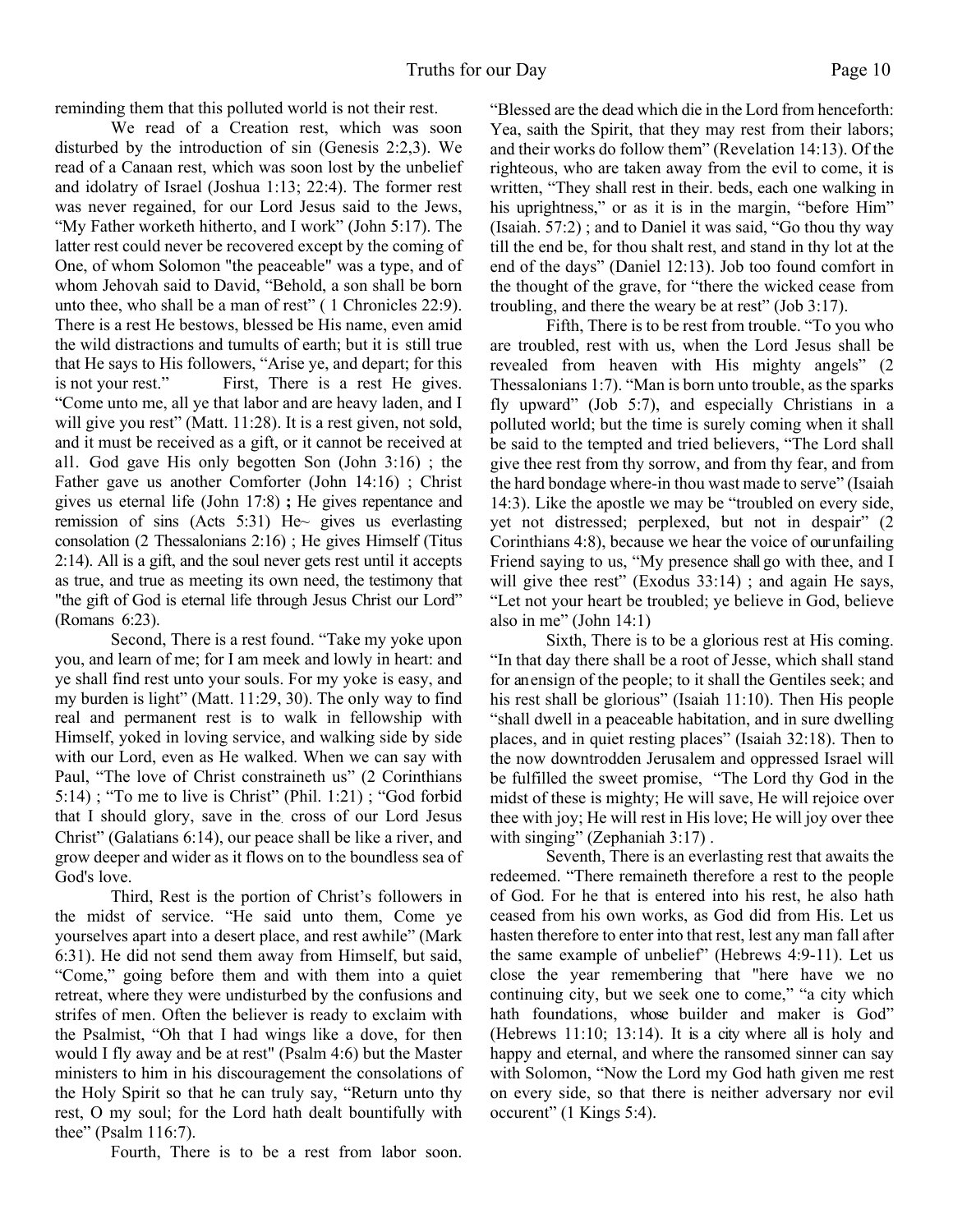reminding them that this polluted world is not their rest.

We read of a Creation rest, which was soon disturbed by the introduction of sin (Genesis 2:2,3). We read of a Canaan rest, which was soon lost by the unbelief and idolatry of Israel (Joshua 1:13; 22:4). The former rest was never regained, for our Lord Jesus said to the Jews, "My Father worketh hitherto, and I work" (John 5:17). The latter rest could never be recovered except by the coming of One, of whom Solomon "the peaceable" was a type, and of whom Jehovah said to David, "Behold, a son shall be born unto thee, who shall be a man of rest" ( 1 Chronicles 22:9). There is a rest He bestows, blessed be His name, even amid the wild distractions and tumults of earth; but it is still true that He says to His followers, "Arise ye, and depart; for this is not your rest." First, There is a rest He gives. "Come unto me, all ye that labor and are heavy laden, and I will give you rest" (Matt. 11:28). It is a rest given, not sold, and it must be received as a gift, or it cannot be received at all. God gave His only begotten Son (John 3:16) ; the Father gave us another Comforter (John 14:16) ; Christ gives us eternal life (John 17:8) **;** He gives repentance and remission of sins (Acts 5:31) He~ gives us everlasting consolation (2 Thessalonians 2:16) ; He gives Himself (Titus 2:14). All is a gift, and the soul never gets rest until it accepts as true, and true as meeting its own need, the testimony that "the gift of God is eternal life through Jesus Christ our Lord" (Romans 6:23).

Second, There is a rest found. "Take my yoke upon you, and learn of me; for I am meek and lowly in heart: and ye shall find rest unto your souls. For my yoke is easy, and my burden is light" (Matt. 11:29, 30). The only way to find real and permanent rest is to walk in fellowship with Himself, yoked in loving service, and walking side by side with our Lord, even as He walked. When we can say with Paul, "The love of Christ constraineth us" (2 Corinthians 5:14) ; "To me to live is Christ" (Phil. 1:21) ; "God forbid that I should glory, save in the cross of our Lord Jesus Christ" (Galatians 6:14), our peace shall be like a river, and grow deeper and wider as it flows on to the boundless sea of God's love.

Third, Rest is the portion of Christ's followers in the midst of service. "He said unto them, Come ye yourselves apart into a desert place, and rest awhile" (Mark 6:31). He did not send them away from Himself, but said, "Come," going before them and with them into a quiet retreat, where they were undisturbed by the confusions and strifes of men. Often the believer is ready to exclaim with the Psalmist, "Oh that I had wings like a dove, for then would I fly away and be at rest" (Psalm 4:6) but the Master ministers to him in his discouragement the consolations of the Holy Spirit so that he can truly say, "Return unto thy rest, O my soul; for the Lord hath dealt bountifully with thee" (Psalm 116:7).

Fourth, There is to be a rest from labor soon. "Blessed are the dead which die in the Lord from henceforth: Yea, saith the Spirit, that they may rest from their labors; and their works do follow them" (Revelation 14:13). Of the righteous, who are taken away from the evil to come, it is written, "They shall rest in their. beds, each one walking in his uprightness," or as it is in the margin, "before Him" (Isaiah. 57:2) ; and to Daniel it was said, "Go thou thy way till the end be, for thou shalt rest, and stand in thy lot at the end of the days" (Daniel 12:13). Job too found comfort in the thought of the grave, for "there the wicked cease from troubling, and there the weary be at rest" (Job 3:17).

Fifth, There is to be rest from trouble. "To you who are troubled, rest with us, when the Lord Jesus shall be revealed from heaven with His mighty angels" (2 Thessalonians 1:7). "Man is born unto trouble, as the sparks fly upward" (Job 5:7), and especially Christians in a polluted world; but the time is surely coming when it shall be said to the tempted and tried believers, "The Lord shall give thee rest from thy sorrow, and from thy fear, and from the hard bondage where-in thou wast made to serve" (Isaiah 14:3). Like the apostle we may be "troubled on every side, yet not distressed; perplexed, but not in despair" (2 Corinthians 4:8), because we hear the voice of our unfailing Friend saying to us, "My presence shall go with thee, and I will give thee rest" (Exodus 33:14) ; and again He says, "Let not your heart be troubled; ye believe in God, believe also in me" (John 14:1)

Sixth, There is to be a glorious rest at His coming. "In that day there shall be a root of Jesse, which shall stand for an ensign of the people; to it shall the Gentiles seek; and his rest shall be glorious" (Isaiah 11:10). Then His people "shall dwell in a peaceable habitation, and in sure dwelling places, and in quiet resting places" (Isaiah 32:18). Then to the now downtrodden Jerusalem and oppressed Israel will be fulfilled the sweet promise, "The Lord thy God in the midst of these is mighty; He will save, He will rejoice over thee with joy; He will rest in His love; He will joy over thee with singing" (Zephaniah 3:17) .

Seventh, There is an everlasting rest that awaits the redeemed. "There remaineth therefore a rest to the people of God. For he that is entered into his rest, he also hath ceased from his own works, as God did from His. Let us hasten therefore to enter into that rest, lest any man fall after the same example of unbelief" (Hebrews 4:9-11). Let us close the year remembering that "here have we no continuing city, but we seek one to come," "a city which hath foundations, whose builder and maker is God" (Hebrews 11:10; 13:14). It is a city where all is holy and happy and eternal, and where the ransomed sinner can say with Solomon, "Now the Lord my God hath given me rest on every side, so that there is neither adversary nor evil occurent" (1 Kings 5:4).